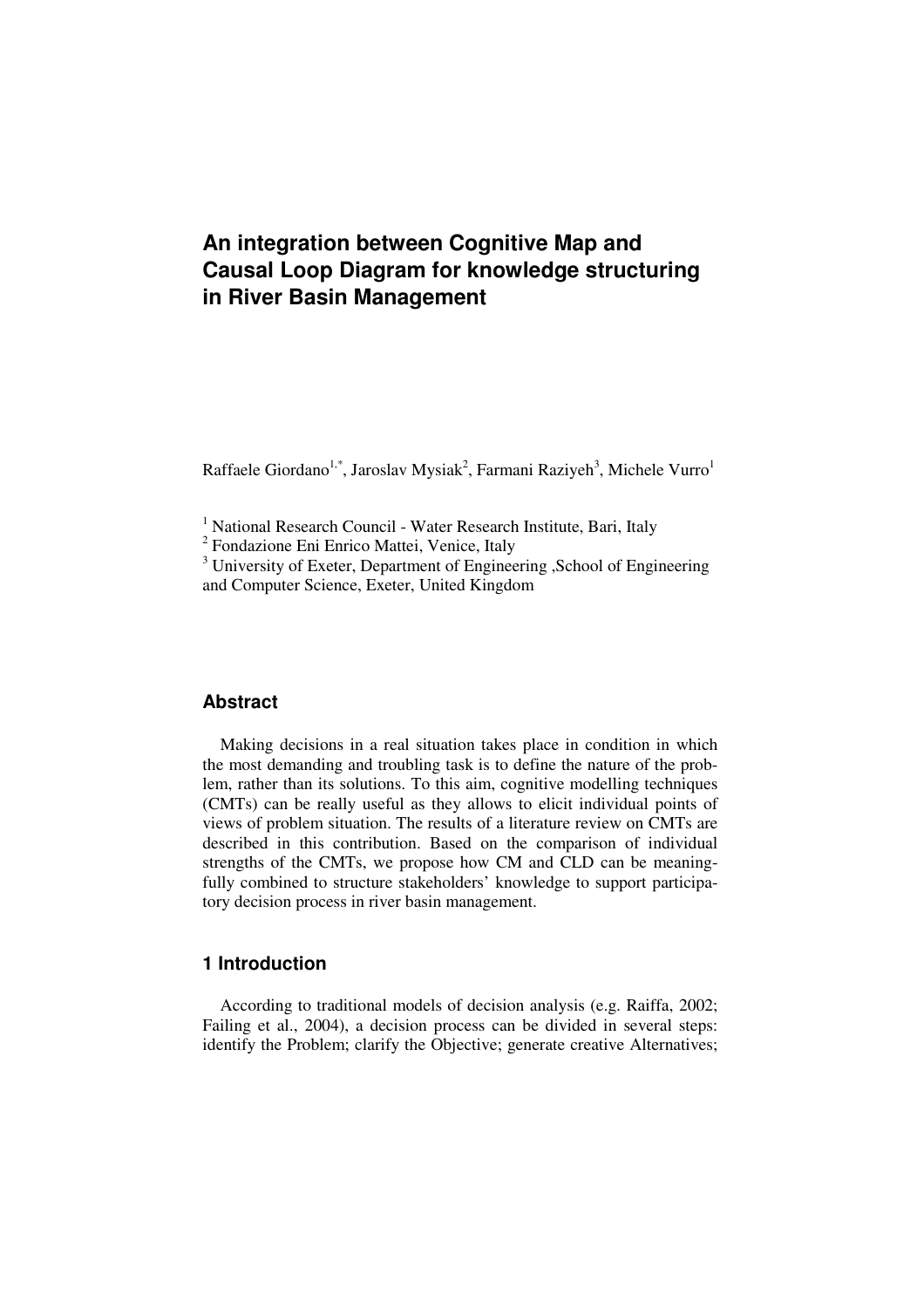# An integration between Cognitive Map and Causal Loop Diagram for knowledge structuring in River Basin Management

Raffaele Giordano[1,*], Jaroslav Mysiak[2], Farmani Raziyeh[3], Michele Vurro[1]

[1] National Research Council - Water Research Institute, Bari, Italy
[2] Fondazione Eni Enrico Mattei, Venice, Italy
[3] University of Exeter, Department of Engineering ,School of Engineering and Computer Science, Exeter, United Kingdom

## Abstract

Making decisions in a real situation takes place in condition in which the most demanding and troubling task is to define the nature of the problem, rather than its solutions. To this aim, cognitive modelling techniques (CMTs) can be really useful as they allows to elicit individual points of views of problem situation. The results of a literature review on CMTs are described in this contribution. Based on the comparison of individual strengths of the CMTs, we propose how CM and CLD can be meaningfully combined to structure stakeholders' knowledge to support participatory decision process in river basin management.

## 1 Introduction

According to traditional models of decision analysis (e.g. Raiffa, 2002; Failing et al., 2004), a decision process can be divided in several steps: identify the Problem; clarify the Objective; generate creative Alternatives;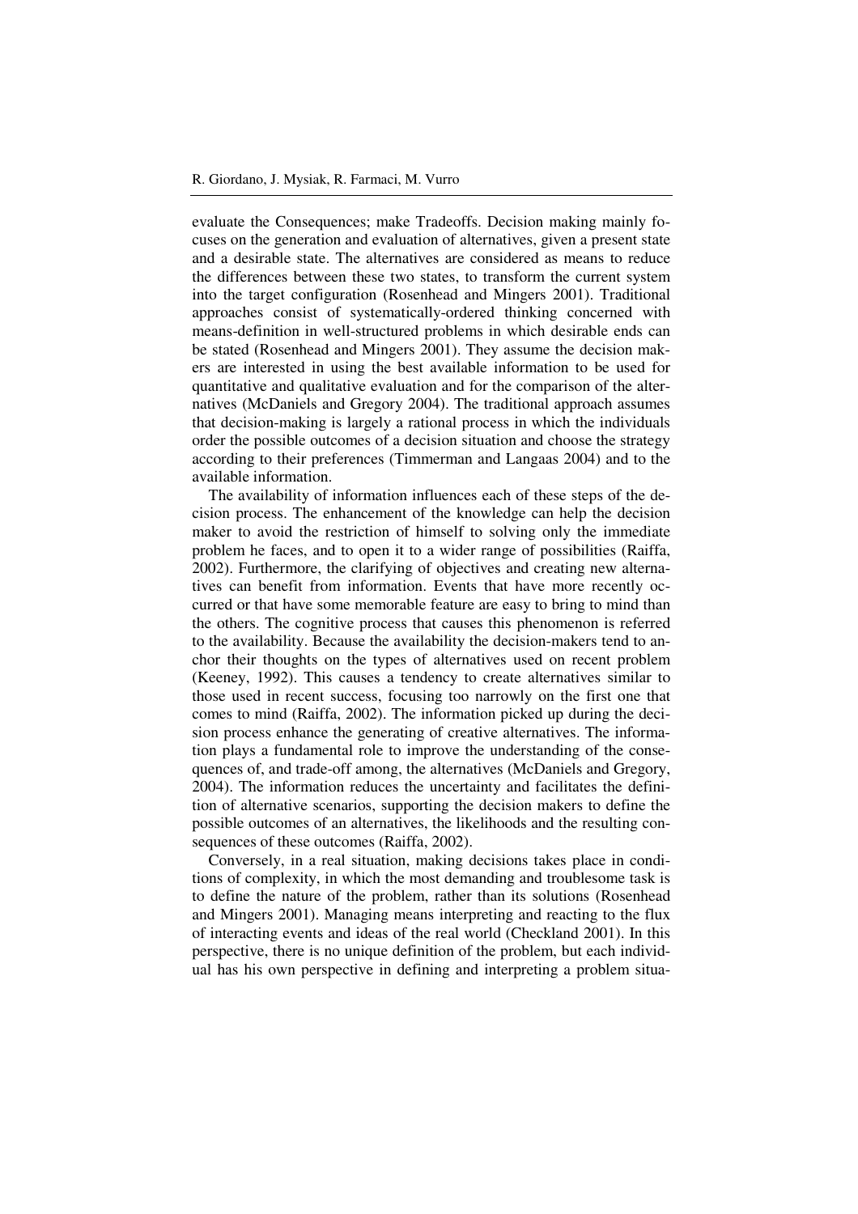evaluate the Consequences; make Tradeoffs. Decision making mainly focuses on the generation and evaluation of alternatives, given a present state and a desirable state. The alternatives are considered as means to reduce the differences between these two states, to transform the current system into the target configuration (Rosenhead and Mingers 2001). Traditional approaches consist of systematically-ordered thinking concerned with means-definition in well-structured problems in which desirable ends can be stated (Rosenhead and Mingers 2001). They assume the decision makers are interested in using the best available information to be used for quantitative and qualitative evaluation and for the comparison of the alternatives (McDaniels and Gregory 2004). The traditional approach assumes that decision-making is largely a rational process in which the individuals order the possible outcomes of a decision situation and choose the strategy according to their preferences (Timmerman and Langaas 2004) and to the available information.

The availability of information influences each of these steps of the decision process. The enhancement of the knowledge can help the decision maker to avoid the restriction of himself to solving only the immediate problem he faces, and to open it to a wider range of possibilities (Raiffa, 2002). Furthermore, the clarifying of objectives and creating new alternatives can benefit from information. Events that have more recently occurred or that have some memorable feature are easy to bring to mind than the others. The cognitive process that causes this phenomenon is referred to the availability. Because the availability the decision-makers tend to anchor their thoughts on the types of alternatives used on recent problem (Keeney, 1992). This causes a tendency to create alternatives similar to those used in recent success, focusing too narrowly on the first one that comes to mind (Raiffa, 2002). The information picked up during the decision process enhance the generating of creative alternatives. The information plays a fundamental role to improve the understanding of the consequences of, and trade-off among, the alternatives (McDaniels and Gregory, 2004). The information reduces the uncertainty and facilitates the definition of alternative scenarios, supporting the decision makers to define the possible outcomes of an alternatives, the likelihoods and the resulting consequences of these outcomes (Raiffa, 2002).

Conversely, in a real situation, making decisions takes place in conditions of complexity, in which the most demanding and troublesome task is to define the nature of the problem, rather than its solutions (Rosenhead and Mingers 2001). Managing means interpreting and reacting to the flux of interacting events and ideas of the real world (Checkland 2001). In this perspective, there is no unique definition of the problem, but each individual has his own perspective in defining and interpreting a problem situa-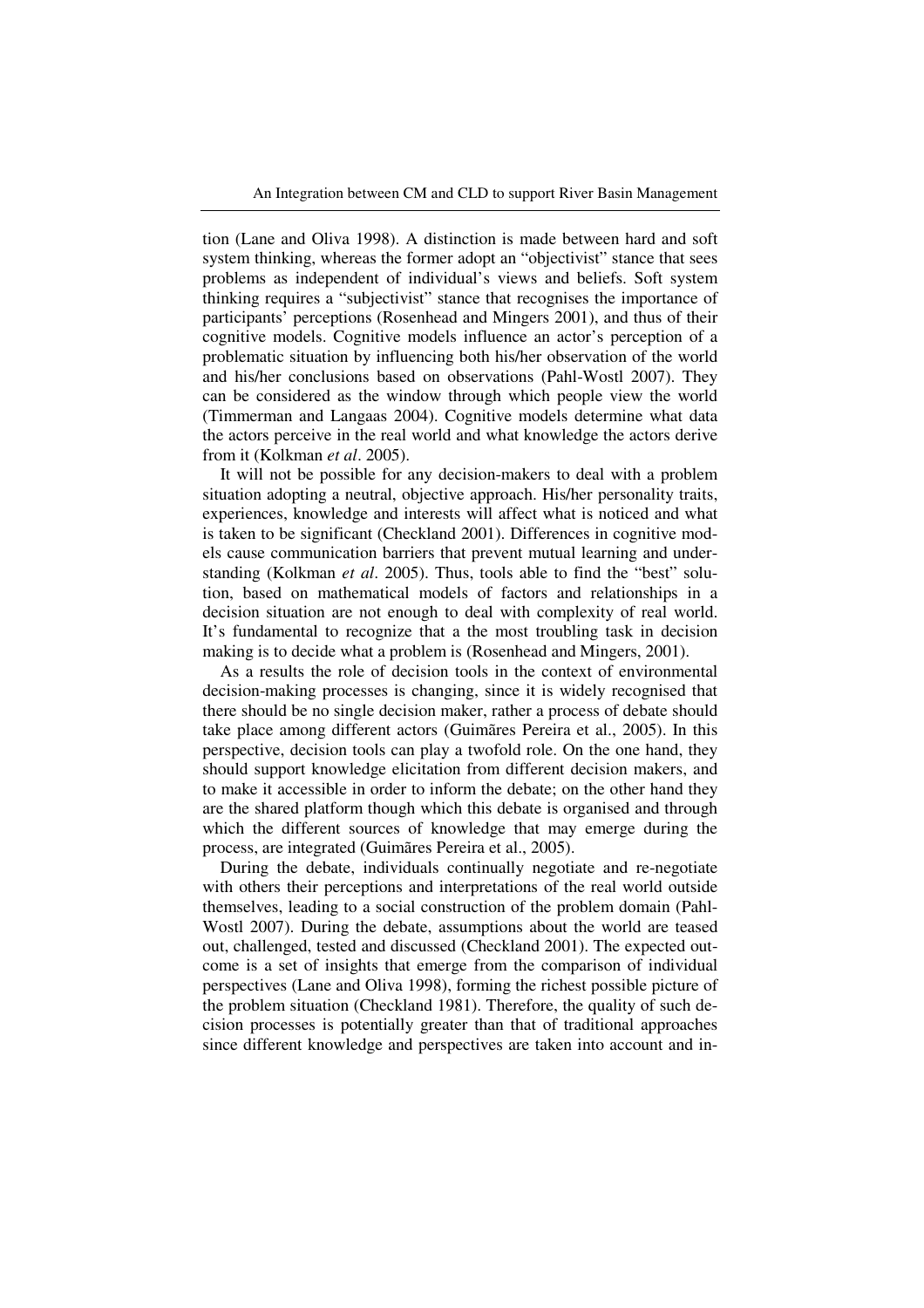tion (Lane and Oliva 1998). A distinction is made between hard and soft system thinking, whereas the former adopt an "objectivist" stance that sees problems as independent of individual's views and beliefs. Soft system thinking requires a "subjectivist" stance that recognises the importance of participants' perceptions (Rosenhead and Mingers 2001), and thus of their cognitive models. Cognitive models influence an actor's perception of a problematic situation by influencing both his/her observation of the world and his/her conclusions based on observations (Pahl-Wostl 2007). They can be considered as the window through which people view the world (Timmerman and Langaas 2004). Cognitive models determine what data the actors perceive in the real world and what knowledge the actors derive from it (Kolkman *et al*. 2005).

It will not be possible for any decision-makers to deal with a problem situation adopting a neutral, objective approach. His/her personality traits, experiences, knowledge and interests will affect what is noticed and what is taken to be significant (Checkland 2001). Differences in cognitive models cause communication barriers that prevent mutual learning and understanding (Kolkman *et al*. 2005). Thus, tools able to find the "best" solution, based on mathematical models of factors and relationships in a decision situation are not enough to deal with complexity of real world. It's fundamental to recognize that a the most troubling task in decision making is to decide what a problem is (Rosenhead and Mingers, 2001).

As a results the role of decision tools in the context of environmental decision-making processes is changing, since it is widely recognised that there should be no single decision maker, rather a process of debate should take place among different actors (Guimãres Pereira et al., 2005). In this perspective, decision tools can play a twofold role. On the one hand, they should support knowledge elicitation from different decision makers, and to make it accessible in order to inform the debate; on the other hand they are the shared platform though which this debate is organised and through which the different sources of knowledge that may emerge during the process, are integrated (Guimãres Pereira et al., 2005).

During the debate, individuals continually negotiate and re-negotiate with others their perceptions and interpretations of the real world outside themselves, leading to a social construction of the problem domain (Pahl-Wostl 2007). During the debate, assumptions about the world are teased out, challenged, tested and discussed (Checkland 2001). The expected outcome is a set of insights that emerge from the comparison of individual perspectives (Lane and Oliva 1998), forming the richest possible picture of the problem situation (Checkland 1981). Therefore, the quality of such decision processes is potentially greater than that of traditional approaches since different knowledge and perspectives are taken into account and in-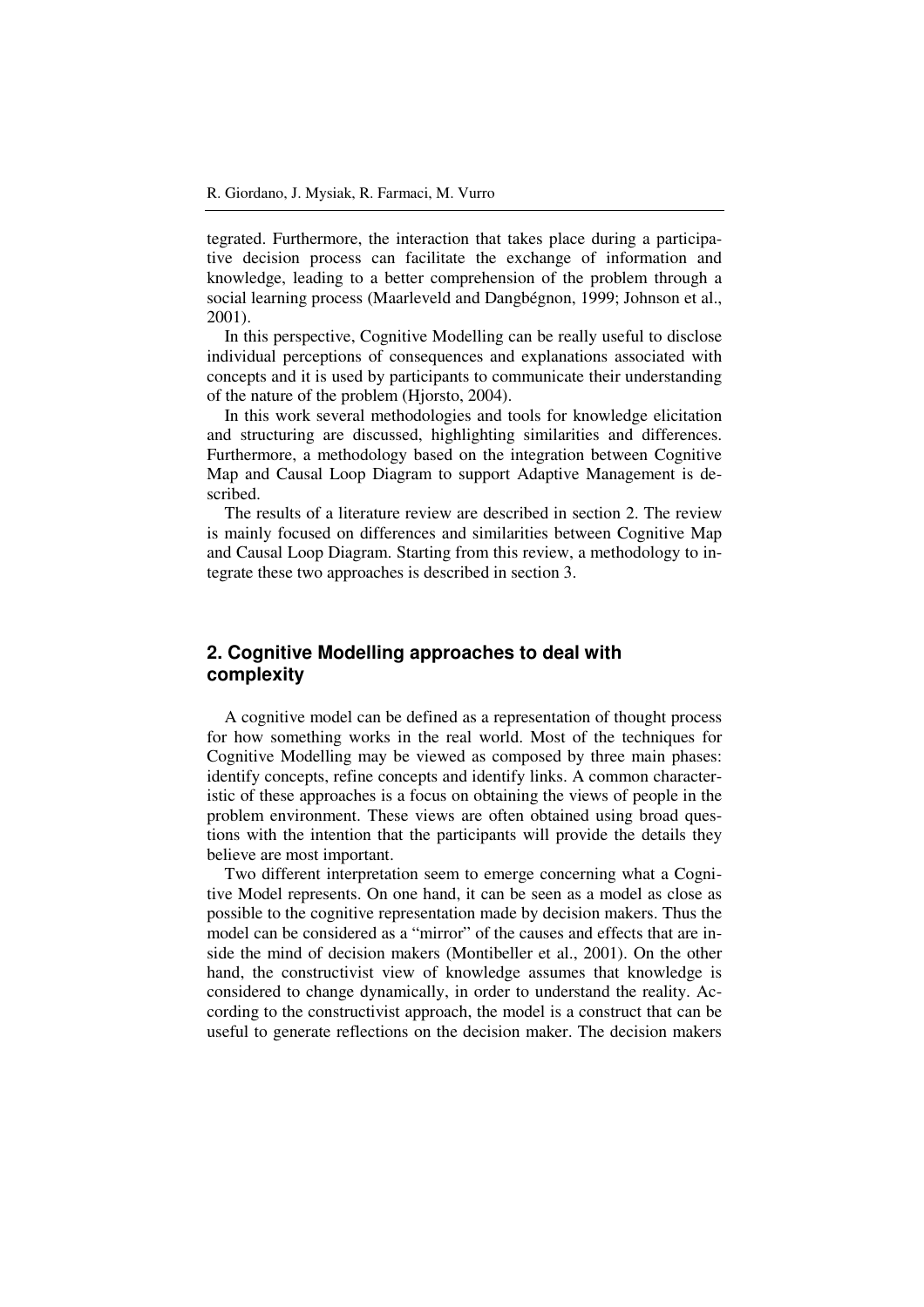tegrated. Furthermore, the interaction that takes place during a participative decision process can facilitate the exchange of information and knowledge, leading to a better comprehension of the problem through a social learning process (Maarleveld and Dangbégnon, 1999; Johnson et al., 2001).

In this perspective, Cognitive Modelling can be really useful to disclose individual perceptions of consequences and explanations associated with concepts and it is used by participants to communicate their understanding of the nature of the problem (Hjorsto, 2004).

In this work several methodologies and tools for knowledge elicitation and structuring are discussed, highlighting similarities and differences. Furthermore, a methodology based on the integration between Cognitive Map and Causal Loop Diagram to support Adaptive Management is described.

The results of a literature review are described in section 2. The review is mainly focused on differences and similarities between Cognitive Map and Causal Loop Diagram. Starting from this review, a methodology to integrate these two approaches is described in section 3.

## 2. Cognitive Modelling approaches to deal with complexity

A cognitive model can be defined as a representation of thought process for how something works in the real world. Most of the techniques for Cognitive Modelling may be viewed as composed by three main phases: identify concepts, refine concepts and identify links. A common characteristic of these approaches is a focus on obtaining the views of people in the problem environment. These views are often obtained using broad questions with the intention that the participants will provide the details they believe are most important.

Two different interpretation seem to emerge concerning what a Cognitive Model represents. On one hand, it can be seen as a model as close as possible to the cognitive representation made by decision makers. Thus the model can be considered as a "mirror" of the causes and effects that are inside the mind of decision makers (Montibeller et al., 2001). On the other hand, the constructivist view of knowledge assumes that knowledge is considered to change dynamically, in order to understand the reality. According to the constructivist approach, the model is a construct that can be useful to generate reflections on the decision maker. The decision makers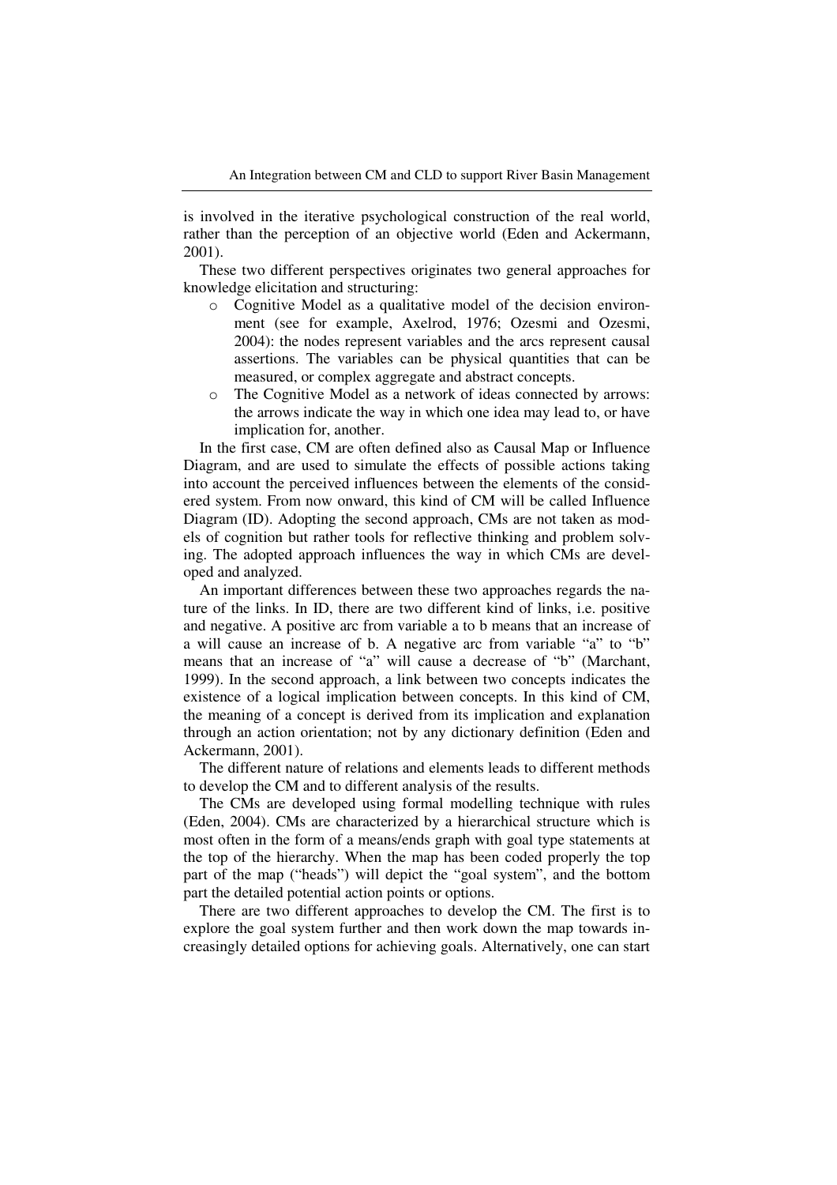is involved in the iterative psychological construction of the real world, rather than the perception of an objective world (Eden and Ackermann, 2001).

These two different perspectives originates two general approaches for knowledge elicitation and structuring:

- Cognitive Model as a qualitative model of the decision environment (see for example, Axelrod, 1976; Ozesmi and Ozesmi, 2004): the nodes represent variables and the arcs represent causal assertions. The variables can be physical quantities that can be measured, or complex aggregate and abstract concepts.
- The Cognitive Model as a network of ideas connected by arrows: the arrows indicate the way in which one idea may lead to, or have implication for, another.

In the first case, CM are often defined also as Causal Map or Influence Diagram, and are used to simulate the effects of possible actions taking into account the perceived influences between the elements of the considered system. From now onward, this kind of CM will be called Influence Diagram (ID). Adopting the second approach, CMs are not taken as models of cognition but rather tools for reflective thinking and problem solving. The adopted approach influences the way in which CMs are developed and analyzed.

An important differences between these two approaches regards the nature of the links. In ID, there are two different kind of links, i.e. positive and negative. A positive arc from variable a to b means that an increase of a will cause an increase of b. A negative arc from variable "a" to "b" means that an increase of "a" will cause a decrease of "b" (Marchant, 1999). In the second approach, a link between two concepts indicates the existence of a logical implication between concepts. In this kind of CM, the meaning of a concept is derived from its implication and explanation through an action orientation; not by any dictionary definition (Eden and Ackermann, 2001).

The different nature of relations and elements leads to different methods to develop the CM and to different analysis of the results.

The CMs are developed using formal modelling technique with rules (Eden, 2004). CMs are characterized by a hierarchical structure which is most often in the form of a means/ends graph with goal type statements at the top of the hierarchy. When the map has been coded properly the top part of the map ("heads") will depict the "goal system", and the bottom part the detailed potential action points or options.

There are two different approaches to develop the CM. The first is to explore the goal system further and then work down the map towards increasingly detailed options for achieving goals. Alternatively, one can start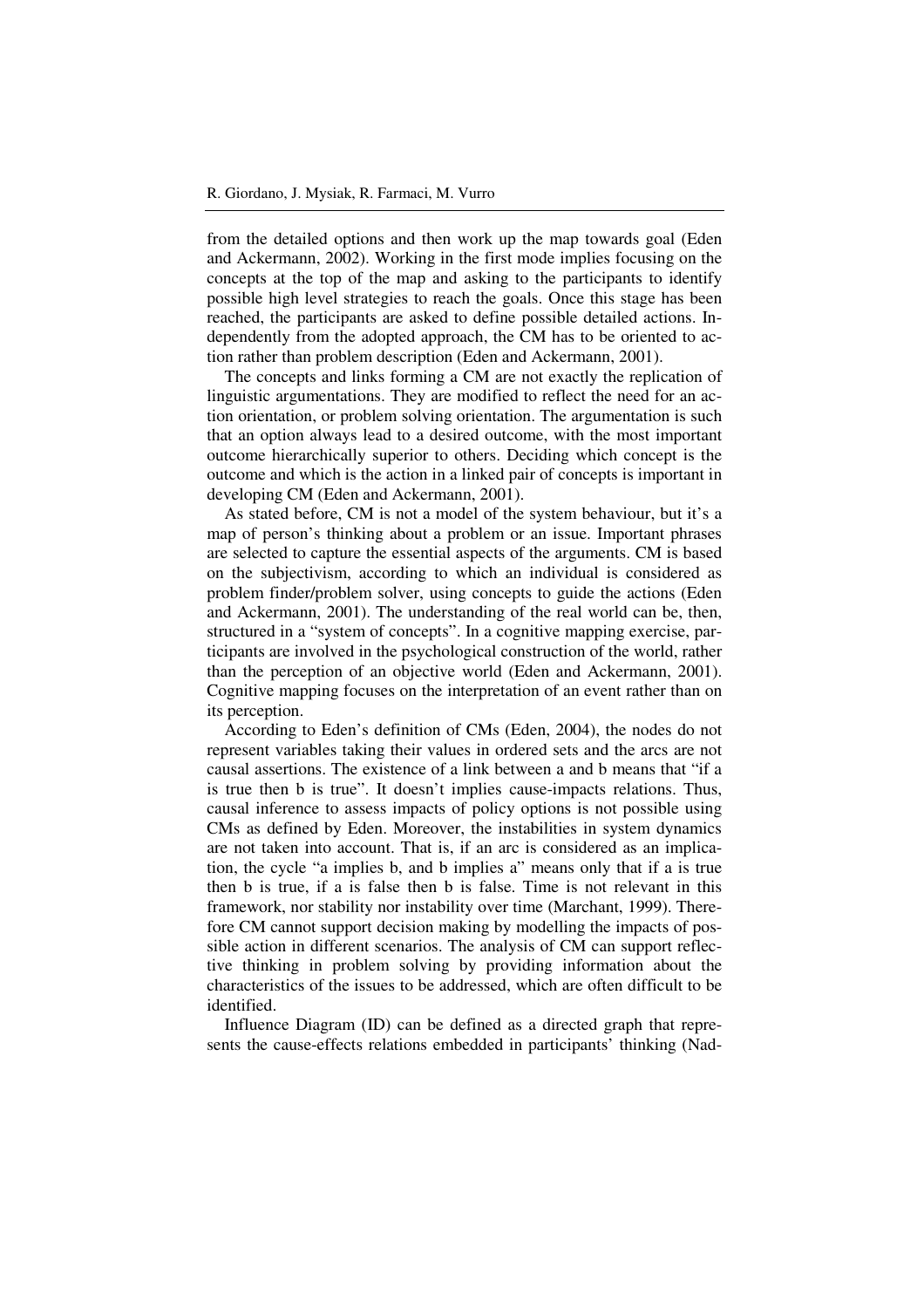from the detailed options and then work up the map towards goal (Eden and Ackermann, 2002). Working in the first mode implies focusing on the concepts at the top of the map and asking to the participants to identify possible high level strategies to reach the goals. Once this stage has been reached, the participants are asked to define possible detailed actions. Independently from the adopted approach, the CM has to be oriented to action rather than problem description (Eden and Ackermann, 2001).

The concepts and links forming a CM are not exactly the replication of linguistic argumentations. They are modified to reflect the need for an action orientation, or problem solving orientation. The argumentation is such that an option always lead to a desired outcome, with the most important outcome hierarchically superior to others. Deciding which concept is the outcome and which is the action in a linked pair of concepts is important in developing CM (Eden and Ackermann, 2001).

As stated before, CM is not a model of the system behaviour, but it's a map of person's thinking about a problem or an issue. Important phrases are selected to capture the essential aspects of the arguments. CM is based on the subjectivism, according to which an individual is considered as problem finder/problem solver, using concepts to guide the actions (Eden and Ackermann, 2001). The understanding of the real world can be, then, structured in a "system of concepts". In a cognitive mapping exercise, participants are involved in the psychological construction of the world, rather than the perception of an objective world (Eden and Ackermann, 2001). Cognitive mapping focuses on the interpretation of an event rather than on its perception.

According to Eden's definition of CMs (Eden, 2004), the nodes do not represent variables taking their values in ordered sets and the arcs are not causal assertions. The existence of a link between a and b means that "if a is true then b is true". It doesn't implies cause-impacts relations. Thus, causal inference to assess impacts of policy options is not possible using CMs as defined by Eden. Moreover, the instabilities in system dynamics are not taken into account. That is, if an arc is considered as an implication, the cycle "a implies b, and b implies a" means only that if a is true then b is true, if a is false then b is false. Time is not relevant in this framework, nor stability nor instability over time (Marchant, 1999). Therefore CM cannot support decision making by modelling the impacts of possible action in different scenarios. The analysis of CM can support reflective thinking in problem solving by providing information about the characteristics of the issues to be addressed, which are often difficult to be identified.

Influence Diagram (ID) can be defined as a directed graph that represents the cause-effects relations embedded in participants' thinking (Nad-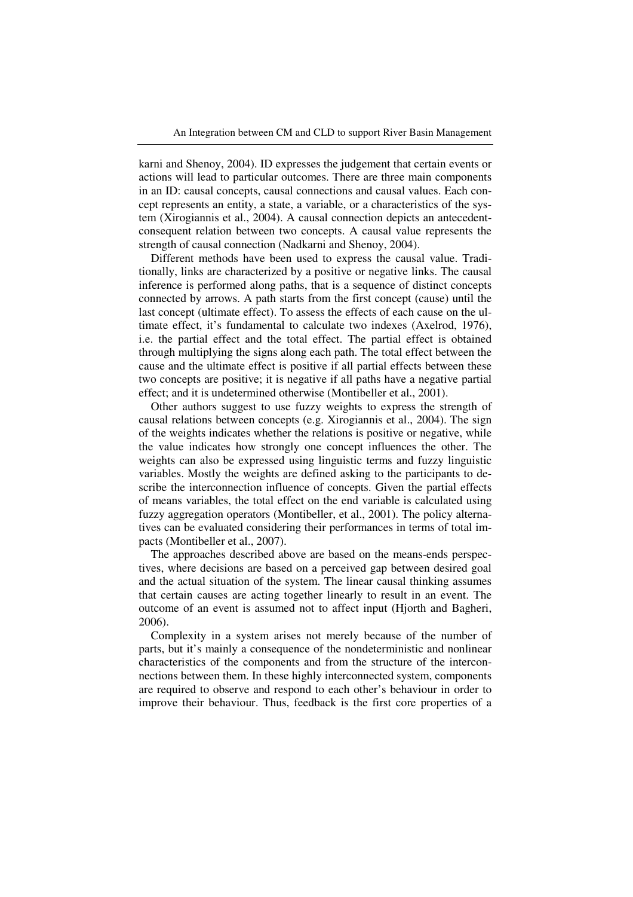karni and Shenoy, 2004). ID expresses the judgement that certain events or actions will lead to particular outcomes. There are three main components in an ID: causal concepts, causal connections and causal values. Each concept represents an entity, a state, a variable, or a characteristics of the system (Xirogiannis et al., 2004). A causal connection depicts an antecedent-consequent relation between two concepts. A causal value represents the strength of causal connection (Nadkarni and Shenoy, 2004).

Different methods have been used to express the causal value. Traditionally, links are characterized by a positive or negative links. The causal inference is performed along paths, that is a sequence of distinct concepts connected by arrows. A path starts from the first concept (cause) until the last concept (ultimate effect). To assess the effects of each cause on the ultimate effect, it's fundamental to calculate two indexes (Axelrod, 1976), i.e. the partial effect and the total effect. The partial effect is obtained through multiplying the signs along each path. The total effect between the cause and the ultimate effect is positive if all partial effects between these two concepts are positive; it is negative if all paths have a negative partial effect; and it is undetermined otherwise (Montibeller et al., 2001).

Other authors suggest to use fuzzy weights to express the strength of causal relations between concepts (e.g. Xirogiannis et al., 2004). The sign of the weights indicates whether the relations is positive or negative, while the value indicates how strongly one concept influences the other. The weights can also be expressed using linguistic terms and fuzzy linguistic variables. Mostly the weights are defined asking to the participants to describe the interconnection influence of concepts. Given the partial effects of means variables, the total effect on the end variable is calculated using fuzzy aggregation operators (Montibeller, et al., 2001). The policy alternatives can be evaluated considering their performances in terms of total impacts (Montibeller et al., 2007).

The approaches described above are based on the means-ends perspectives, where decisions are based on a perceived gap between desired goal and the actual situation of the system. The linear causal thinking assumes that certain causes are acting together linearly to result in an event. The outcome of an event is assumed not to affect input (Hjorth and Bagheri, 2006).

Complexity in a system arises not merely because of the number of parts, but it's mainly a consequence of the nondeterministic and nonlinear characteristics of the components and from the structure of the interconnections between them. In these highly interconnected system, components are required to observe and respond to each other's behaviour in order to improve their behaviour. Thus, feedback is the first core properties of a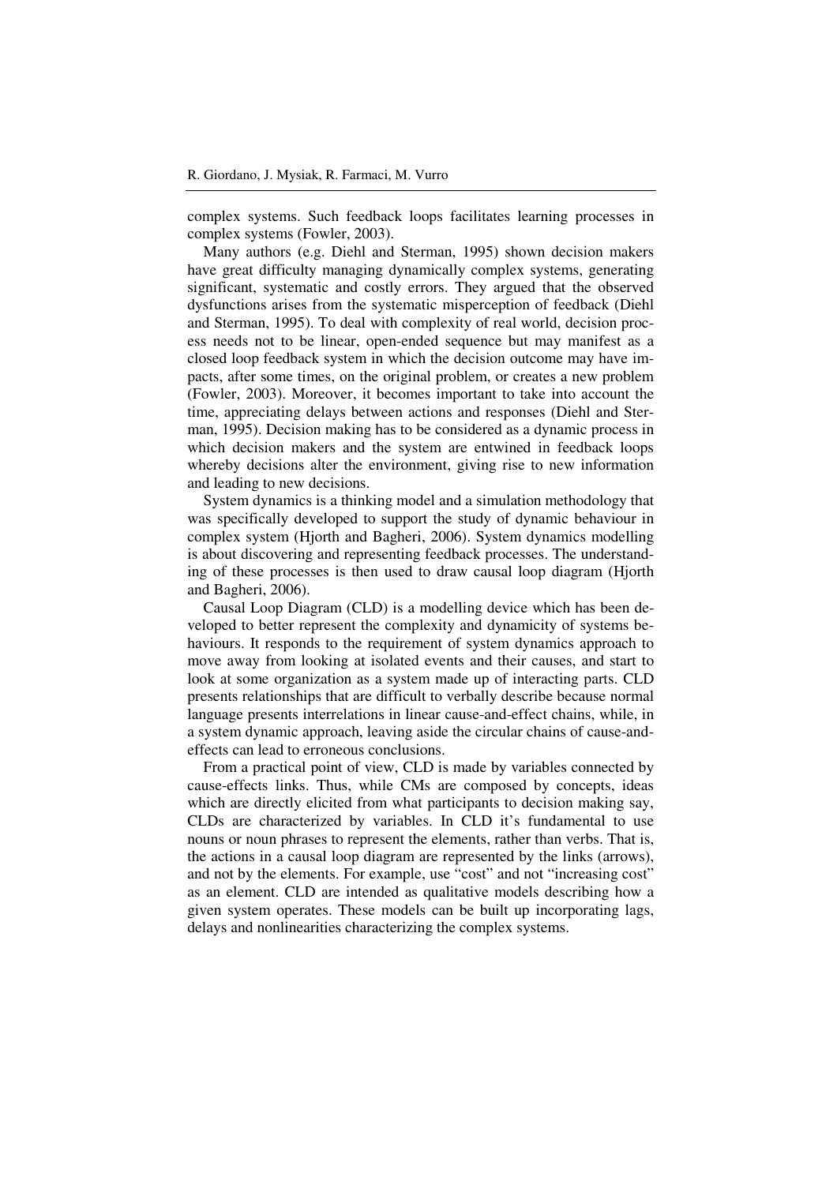complex systems. Such feedback loops facilitates learning processes in complex systems (Fowler, 2003).

Many authors (e.g. Diehl and Sterman, 1995) shown decision makers have great difficulty managing dynamically complex systems, generating significant, systematic and costly errors. They argued that the observed dysfunctions arises from the systematic misperception of feedback (Diehl and Sterman, 1995). To deal with complexity of real world, decision process needs not to be linear, open-ended sequence but may manifest as a closed loop feedback system in which the decision outcome may have impacts, after some times, on the original problem, or creates a new problem (Fowler, 2003). Moreover, it becomes important to take into account the time, appreciating delays between actions and responses (Diehl and Sterman, 1995). Decision making has to be considered as a dynamic process in which decision makers and the system are entwined in feedback loops whereby decisions alter the environment, giving rise to new information and leading to new decisions.

System dynamics is a thinking model and a simulation methodology that was specifically developed to support the study of dynamic behaviour in complex system (Hjorth and Bagheri, 2006). System dynamics modelling is about discovering and representing feedback processes. The understanding of these processes is then used to draw causal loop diagram (Hjorth and Bagheri, 2006).

Causal Loop Diagram (CLD) is a modelling device which has been developed to better represent the complexity and dynamicity of systems behaviours. It responds to the requirement of system dynamics approach to move away from looking at isolated events and their causes, and start to look at some organization as a system made up of interacting parts. CLD presents relationships that are difficult to verbally describe because normal language presents interrelations in linear cause-and-effect chains, while, in a system dynamic approach, leaving aside the circular chains of cause-and-effects can lead to erroneous conclusions.

From a practical point of view, CLD is made by variables connected by cause-effects links. Thus, while CMs are composed by concepts, ideas which are directly elicited from what participants to decision making say, CLDs are characterized by variables. In CLD it's fundamental to use nouns or noun phrases to represent the elements, rather than verbs. That is, the actions in a causal loop diagram are represented by the links (arrows), and not by the elements. For example, use "cost" and not "increasing cost" as an element. CLD are intended as qualitative models describing how a given system operates. These models can be built up incorporating lags, delays and nonlinearities characterizing the complex systems.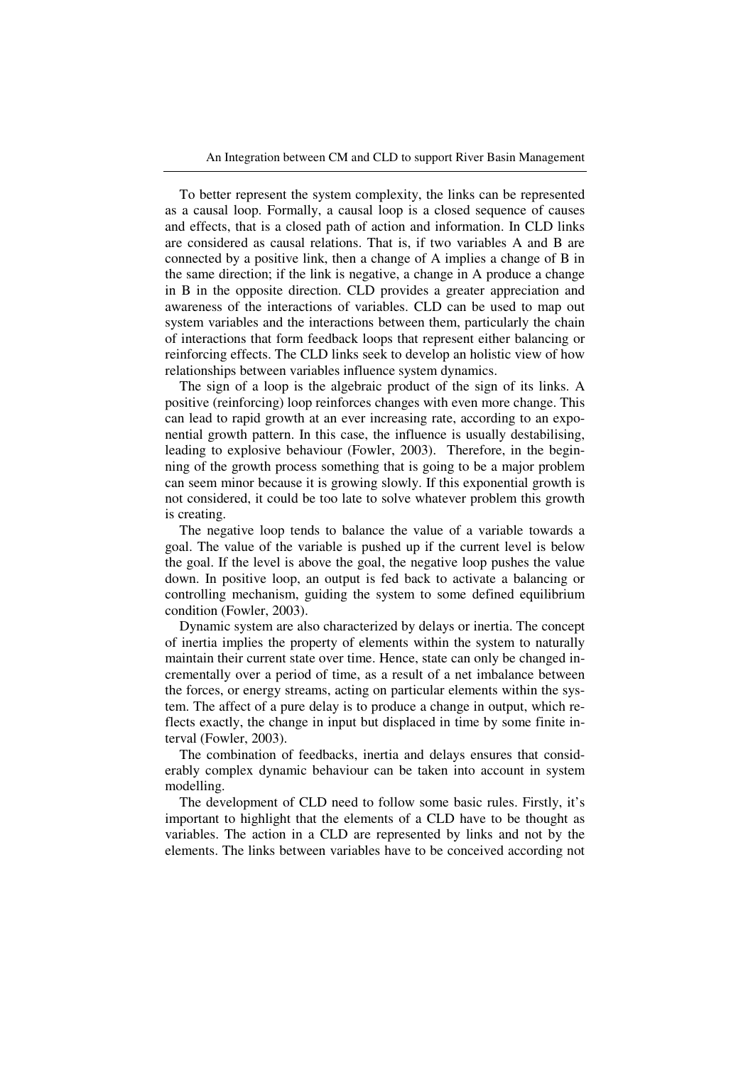To better represent the system complexity, the links can be represented as a causal loop. Formally, a causal loop is a closed sequence of causes and effects, that is a closed path of action and information. In CLD links are considered as causal relations. That is, if two variables A and B are connected by a positive link, then a change of A implies a change of B in the same direction; if the link is negative, a change in A produce a change in B in the opposite direction. CLD provides a greater appreciation and awareness of the interactions of variables. CLD can be used to map out system variables and the interactions between them, particularly the chain of interactions that form feedback loops that represent either balancing or reinforcing effects. The CLD links seek to develop an holistic view of how relationships between variables influence system dynamics.

The sign of a loop is the algebraic product of the sign of its links. A positive (reinforcing) loop reinforces changes with even more change. This can lead to rapid growth at an ever increasing rate, according to an exponential growth pattern. In this case, the influence is usually destabilising, leading to explosive behaviour (Fowler, 2003). Therefore, in the beginning of the growth process something that is going to be a major problem can seem minor because it is growing slowly. If this exponential growth is not considered, it could be too late to solve whatever problem this growth is creating.

The negative loop tends to balance the value of a variable towards a goal. The value of the variable is pushed up if the current level is below the goal. If the level is above the goal, the negative loop pushes the value down. In positive loop, an output is fed back to activate a balancing or controlling mechanism, guiding the system to some defined equilibrium condition (Fowler, 2003).

Dynamic system are also characterized by delays or inertia. The concept of inertia implies the property of elements within the system to naturally maintain their current state over time. Hence, state can only be changed incrementally over a period of time, as a result of a net imbalance between the forces, or energy streams, acting on particular elements within the system. The affect of a pure delay is to produce a change in output, which reflects exactly, the change in input but displaced in time by some finite interval (Fowler, 2003).

The combination of feedbacks, inertia and delays ensures that considerably complex dynamic behaviour can be taken into account in system modelling.

The development of CLD need to follow some basic rules. Firstly, it's important to highlight that the elements of a CLD have to be thought as variables. The action in a CLD are represented by links and not by the elements. The links between variables have to be conceived according not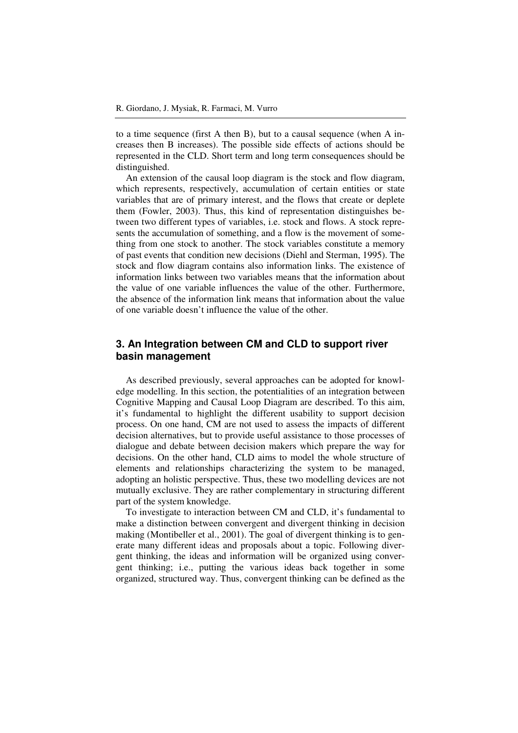to a time sequence (first A then B), but to a causal sequence (when A increases then B increases). The possible side effects of actions should be represented in the CLD. Short term and long term consequences should be distinguished.

An extension of the causal loop diagram is the stock and flow diagram, which represents, respectively, accumulation of certain entities or state variables that are of primary interest, and the flows that create or deplete them (Fowler, 2003). Thus, this kind of representation distinguishes between two different types of variables, i.e. stock and flows. A stock represents the accumulation of something, and a flow is the movement of something from one stock to another. The stock variables constitute a memory of past events that condition new decisions (Diehl and Sterman, 1995). The stock and flow diagram contains also information links. The existence of information links between two variables means that the information about the value of one variable influences the value of the other. Furthermore, the absence of the information link means that information about the value of one variable doesn't influence the value of the other.

## 3. An Integration between CM and CLD to support river basin management

As described previously, several approaches can be adopted for knowledge modelling. In this section, the potentialities of an integration between Cognitive Mapping and Causal Loop Diagram are described. To this aim, it's fundamental to highlight the different usability to support decision process. On one hand, CM are not used to assess the impacts of different decision alternatives, but to provide useful assistance to those processes of dialogue and debate between decision makers which prepare the way for decisions. On the other hand, CLD aims to model the whole structure of elements and relationships characterizing the system to be managed, adopting an holistic perspective. Thus, these two modelling devices are not mutually exclusive. They are rather complementary in structuring different part of the system knowledge.

To investigate to interaction between CM and CLD, it's fundamental to make a distinction between convergent and divergent thinking in decision making (Montibeller et al., 2001). The goal of divergent thinking is to generate many different ideas and proposals about a topic. Following divergent thinking, the ideas and information will be organized using convergent thinking; i.e., putting the various ideas back together in some organized, structured way. Thus, convergent thinking can be defined as the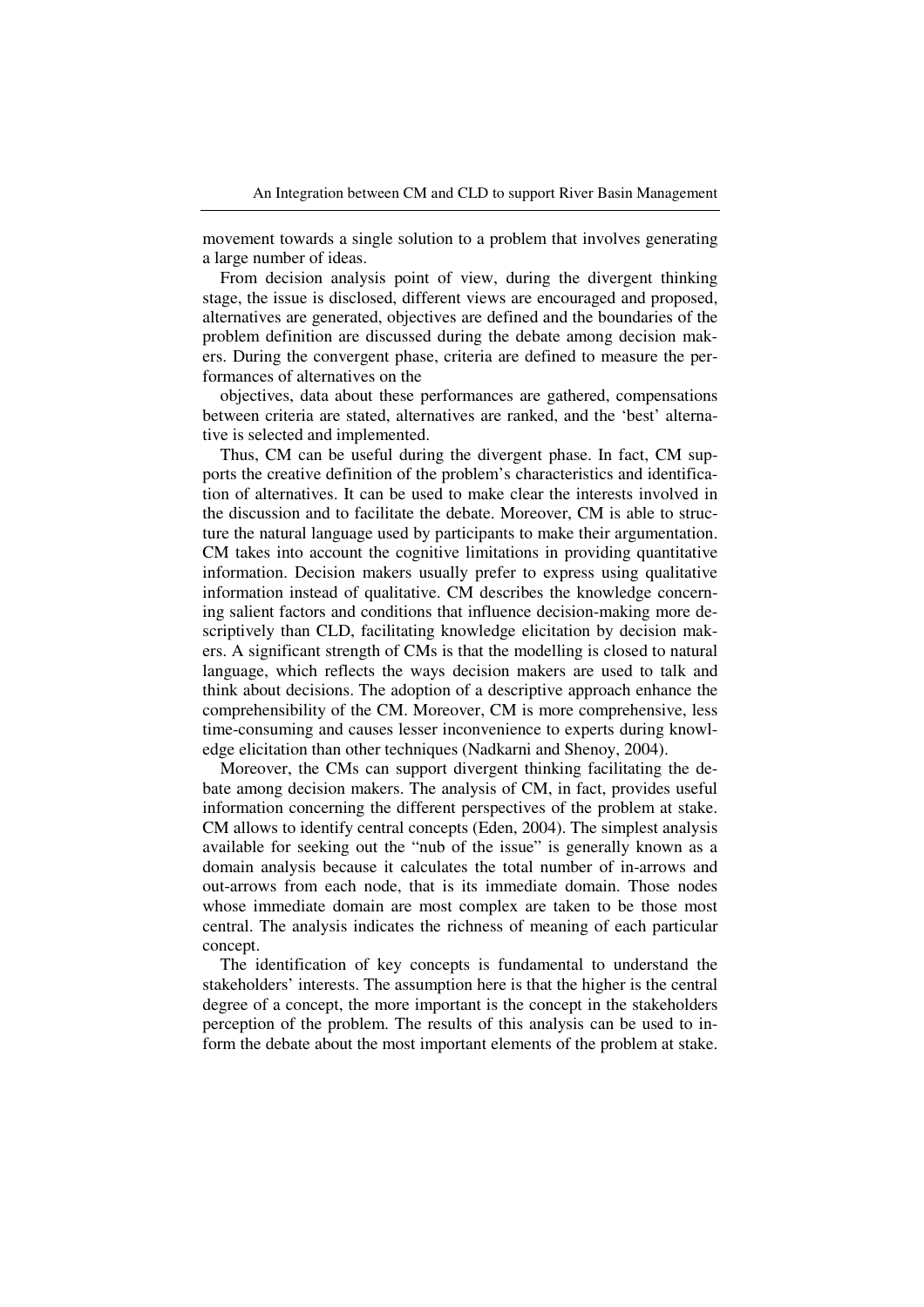movement towards a single solution to a problem that involves generating a large number of ideas.

From decision analysis point of view, during the divergent thinking stage, the issue is disclosed, different views are encouraged and proposed, alternatives are generated, objectives are defined and the boundaries of the problem definition are discussed during the debate among decision makers. During the convergent phase, criteria are defined to measure the performances of alternatives on the

objectives, data about these performances are gathered, compensations between criteria are stated, alternatives are ranked, and the 'best' alternative is selected and implemented.

Thus, CM can be useful during the divergent phase. In fact, CM supports the creative definition of the problem's characteristics and identification of alternatives. It can be used to make clear the interests involved in the discussion and to facilitate the debate. Moreover, CM is able to structure the natural language used by participants to make their argumentation. CM takes into account the cognitive limitations in providing quantitative information. Decision makers usually prefer to express using qualitative information instead of qualitative. CM describes the knowledge concerning salient factors and conditions that influence decision-making more descriptively than CLD, facilitating knowledge elicitation by decision makers. A significant strength of CMs is that the modelling is closed to natural language, which reflects the ways decision makers are used to talk and think about decisions. The adoption of a descriptive approach enhance the comprehensibility of the CM. Moreover, CM is more comprehensive, less time-consuming and causes lesser inconvenience to experts during knowledge elicitation than other techniques (Nadkarni and Shenoy, 2004).

Moreover, the CMs can support divergent thinking facilitating the debate among decision makers. The analysis of CM, in fact, provides useful information concerning the different perspectives of the problem at stake. CM allows to identify central concepts (Eden, 2004). The simplest analysis available for seeking out the "nub of the issue" is generally known as a domain analysis because it calculates the total number of in-arrows and out-arrows from each node, that is its immediate domain. Those nodes whose immediate domain are most complex are taken to be those most central. The analysis indicates the richness of meaning of each particular concept.

The identification of key concepts is fundamental to understand the stakeholders' interests. The assumption here is that the higher is the central degree of a concept, the more important is the concept in the stakeholders perception of the problem. The results of this analysis can be used to inform the debate about the most important elements of the problem at stake.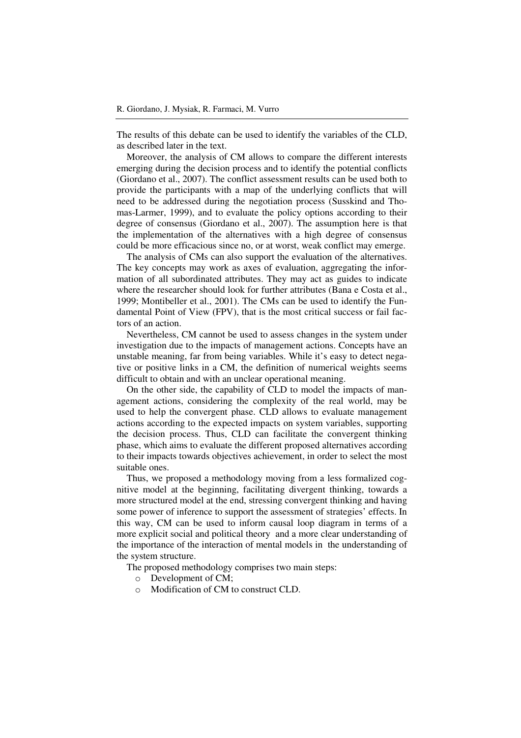The results of this debate can be used to identify the variables of the CLD, as described later in the text.

Moreover, the analysis of CM allows to compare the different interests emerging during the decision process and to identify the potential conflicts (Giordano et al., 2007). The conflict assessment results can be used both to provide the participants with a map of the underlying conflicts that will need to be addressed during the negotiation process (Susskind and Thomas-Larmer, 1999), and to evaluate the policy options according to their degree of consensus (Giordano et al., 2007). The assumption here is that the implementation of the alternatives with a high degree of consensus could be more efficacious since no, or at worst, weak conflict may emerge.

The analysis of CMs can also support the evaluation of the alternatives. The key concepts may work as axes of evaluation, aggregating the information of all subordinated attributes. They may act as guides to indicate where the researcher should look for further attributes (Bana e Costa et al., 1999; Montibeller et al., 2001). The CMs can be used to identify the Fundamental Point of View (FPV), that is the most critical success or fail factors of an action.

Nevertheless, CM cannot be used to assess changes in the system under investigation due to the impacts of management actions. Concepts have an unstable meaning, far from being variables. While it's easy to detect negative or positive links in a CM, the definition of numerical weights seems difficult to obtain and with an unclear operational meaning.

On the other side, the capability of CLD to model the impacts of management actions, considering the complexity of the real world, may be used to help the convergent phase. CLD allows to evaluate management actions according to the expected impacts on system variables, supporting the decision process. Thus, CLD can facilitate the convergent thinking phase, which aims to evaluate the different proposed alternatives according to their impacts towards objectives achievement, in order to select the most suitable ones.

Thus, we proposed a methodology moving from a less formalized cognitive model at the beginning, facilitating divergent thinking, towards a more structured model at the end, stressing convergent thinking and having some power of inference to support the assessment of strategies' effects. In this way, CM can be used to inform causal loop diagram in terms of a more explicit social and political theory and a more clear understanding of the importance of the interaction of mental models in the understanding of the system structure.

The proposed methodology comprises two main steps:

- Development of CM;
- Modification of CM to construct CLD.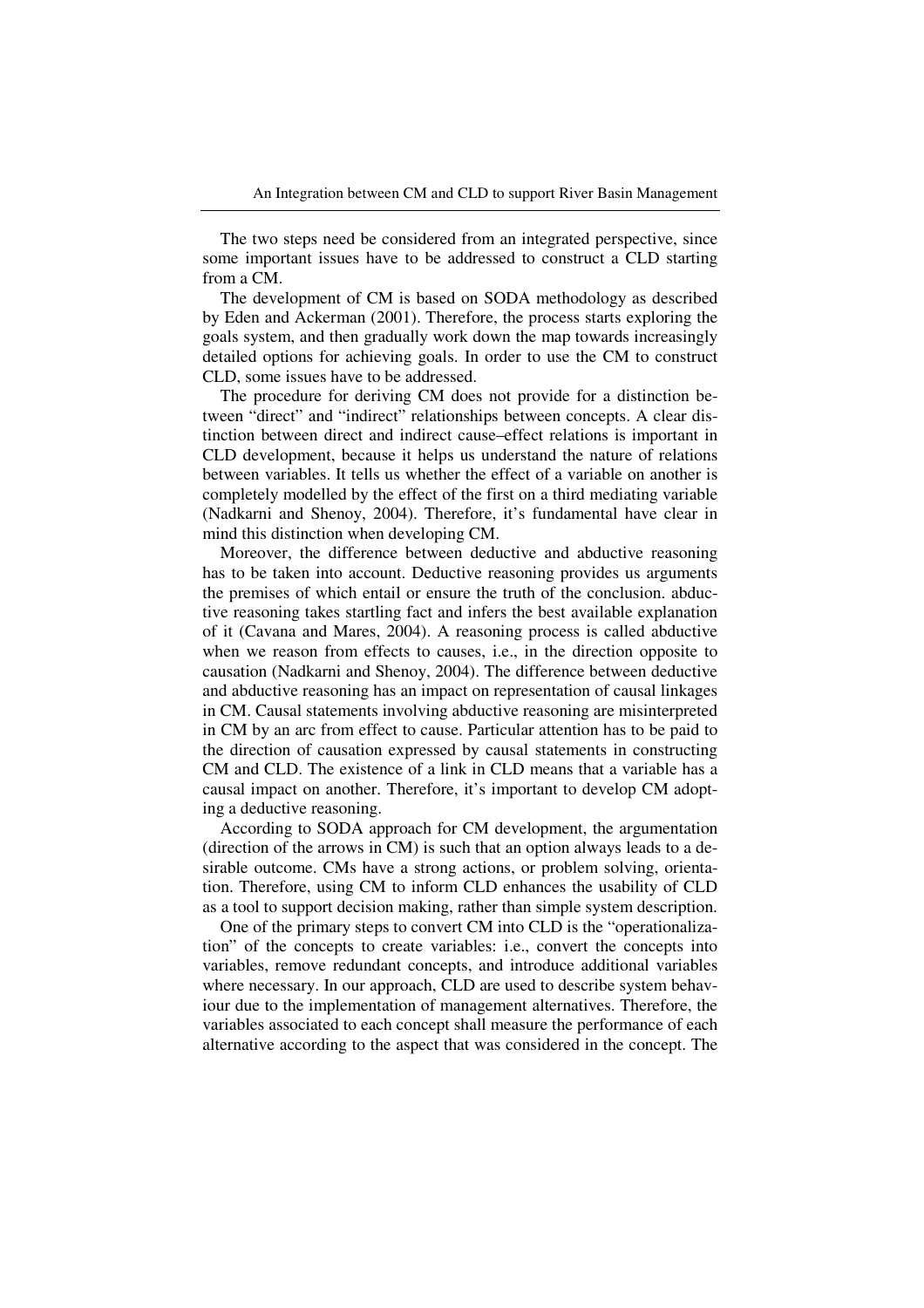The two steps need be considered from an integrated perspective, since some important issues have to be addressed to construct a CLD starting from a CM.

The development of CM is based on SODA methodology as described by Eden and Ackerman (2001). Therefore, the process starts exploring the goals system, and then gradually work down the map towards increasingly detailed options for achieving goals. In order to use the CM to construct CLD, some issues have to be addressed.

The procedure for deriving CM does not provide for a distinction between "direct" and "indirect" relationships between concepts. A clear distinction between direct and indirect cause–effect relations is important in CLD development, because it helps us understand the nature of relations between variables. It tells us whether the effect of a variable on another is completely modelled by the effect of the first on a third mediating variable (Nadkarni and Shenoy, 2004). Therefore, it's fundamental have clear in mind this distinction when developing CM.

Moreover, the difference between deductive and abductive reasoning has to be taken into account. Deductive reasoning provides us arguments the premises of which entail or ensure the truth of the conclusion. abductive reasoning takes startling fact and infers the best available explanation of it (Cavana and Mares, 2004). A reasoning process is called abductive when we reason from effects to causes, i.e., in the direction opposite to causation (Nadkarni and Shenoy, 2004). The difference between deductive and abductive reasoning has an impact on representation of causal linkages in CM. Causal statements involving abductive reasoning are misinterpreted in CM by an arc from effect to cause. Particular attention has to be paid to the direction of causation expressed by causal statements in constructing CM and CLD. The existence of a link in CLD means that a variable has a causal impact on another. Therefore, it's important to develop CM adopting a deductive reasoning.

According to SODA approach for CM development, the argumentation (direction of the arrows in CM) is such that an option always leads to a desirable outcome. CMs have a strong actions, or problem solving, orientation. Therefore, using CM to inform CLD enhances the usability of CLD as a tool to support decision making, rather than simple system description.

One of the primary steps to convert CM into CLD is the "operationalization" of the concepts to create variables: i.e., convert the concepts into variables, remove redundant concepts, and introduce additional variables where necessary. In our approach, CLD are used to describe system behaviour due to the implementation of management alternatives. Therefore, the variables associated to each concept shall measure the performance of each alternative according to the aspect that was considered in the concept. The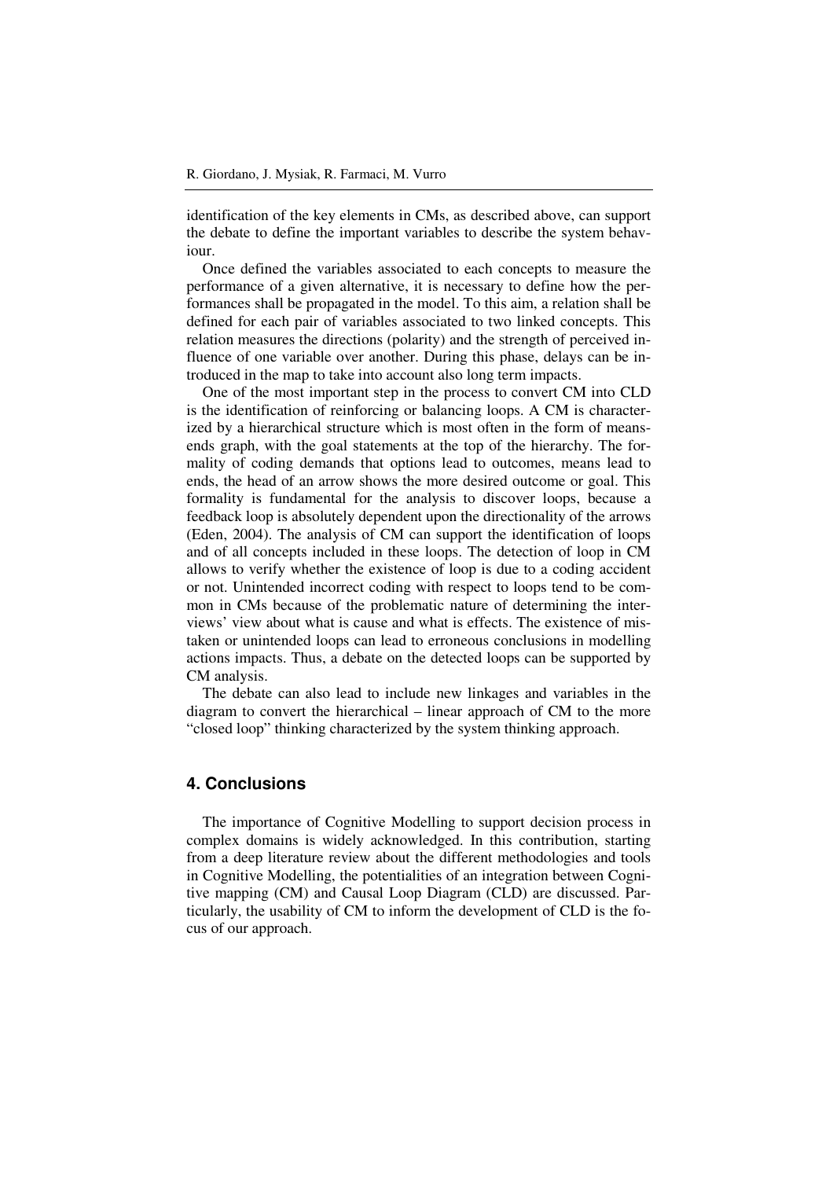identification of the key elements in CMs, as described above, can support the debate to define the important variables to describe the system behaviour.

Once defined the variables associated to each concepts to measure the performance of a given alternative, it is necessary to define how the performances shall be propagated in the model. To this aim, a relation shall be defined for each pair of variables associated to two linked concepts. This relation measures the directions (polarity) and the strength of perceived influence of one variable over another. During this phase, delays can be introduced in the map to take into account also long term impacts.

One of the most important step in the process to convert CM into CLD is the identification of reinforcing or balancing loops. A CM is characterized by a hierarchical structure which is most often in the form of means-ends graph, with the goal statements at the top of the hierarchy. The formality of coding demands that options lead to outcomes, means lead to ends, the head of an arrow shows the more desired outcome or goal. This formality is fundamental for the analysis to discover loops, because a feedback loop is absolutely dependent upon the directionality of the arrows (Eden, 2004). The analysis of CM can support the identification of loops and of all concepts included in these loops. The detection of loop in CM allows to verify whether the existence of loop is due to a coding accident or not. Unintended incorrect coding with respect to loops tend to be common in CMs because of the problematic nature of determining the interviews' view about what is cause and what is effects. The existence of mistaken or unintended loops can lead to erroneous conclusions in modelling actions impacts. Thus, a debate on the detected loops can be supported by CM analysis.

The debate can also lead to include new linkages and variables in the diagram to convert the hierarchical – linear approach of CM to the more "closed loop" thinking characterized by the system thinking approach.

## 4. Conclusions

The importance of Cognitive Modelling to support decision process in complex domains is widely acknowledged. In this contribution, starting from a deep literature review about the different methodologies and tools in Cognitive Modelling, the potentialities of an integration between Cognitive mapping (CM) and Causal Loop Diagram (CLD) are discussed. Particularly, the usability of CM to inform the development of CLD is the focus of our approach.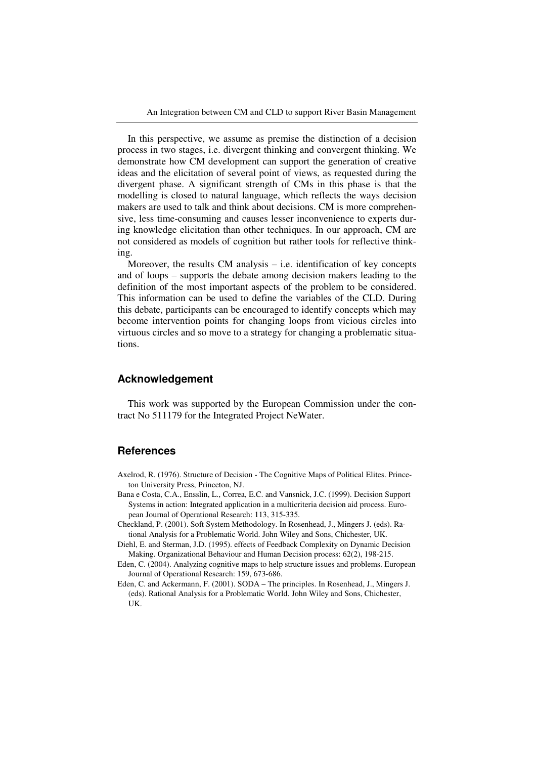In this perspective, we assume as premise the distinction of a decision process in two stages, i.e. divergent thinking and convergent thinking. We demonstrate how CM development can support the generation of creative ideas and the elicitation of several point of views, as requested during the divergent phase. A significant strength of CMs in this phase is that the modelling is closed to natural language, which reflects the ways decision makers are used to talk and think about decisions. CM is more comprehensive, less time-consuming and causes lesser inconvenience to experts during knowledge elicitation than other techniques. In our approach, CM are not considered as models of cognition but rather tools for reflective thinking.

Moreover, the results CM analysis – i.e. identification of key concepts and of loops – supports the debate among decision makers leading to the definition of the most important aspects of the problem to be considered. This information can be used to define the variables of the CLD. During this debate, participants can be encouraged to identify concepts which may become intervention points for changing loops from vicious circles into virtuous circles and so move to a strategy for changing a problematic situations.

## Acknowledgement

This work was supported by the European Commission under the contract No 511179 for the Integrated Project NeWater.

## References

Axelrod, R. (1976). Structure of Decision - The Cognitive Maps of Political Elites. Princeton University Press, Princeton, NJ.

Bana e Costa, C.A., Ensslin, L., Correa, E.C. and Vansnick, J.C. (1999). Decision Support Systems in action: Integrated application in a multicriteria decision aid process. European Journal of Operational Research: 113, 315-335.

Checkland, P. (2001). Soft System Methodology. In Rosenhead, J., Mingers J. (eds). Rational Analysis for a Problematic World. John Wiley and Sons, Chichester, UK.

Diehl, E. and Sterman, J.D. (1995). effects of Feedback Complexity on Dynamic Decision Making. Organizational Behaviour and Human Decision process: 62(2), 198-215.

Eden, C. (2004). Analyzing cognitive maps to help structure issues and problems. European Journal of Operational Research: 159, 673-686.

Eden, C. and Ackermann, F. (2001). SODA – The principles. In Rosenhead, J., Mingers J. (eds). Rational Analysis for a Problematic World. John Wiley and Sons, Chichester, UK.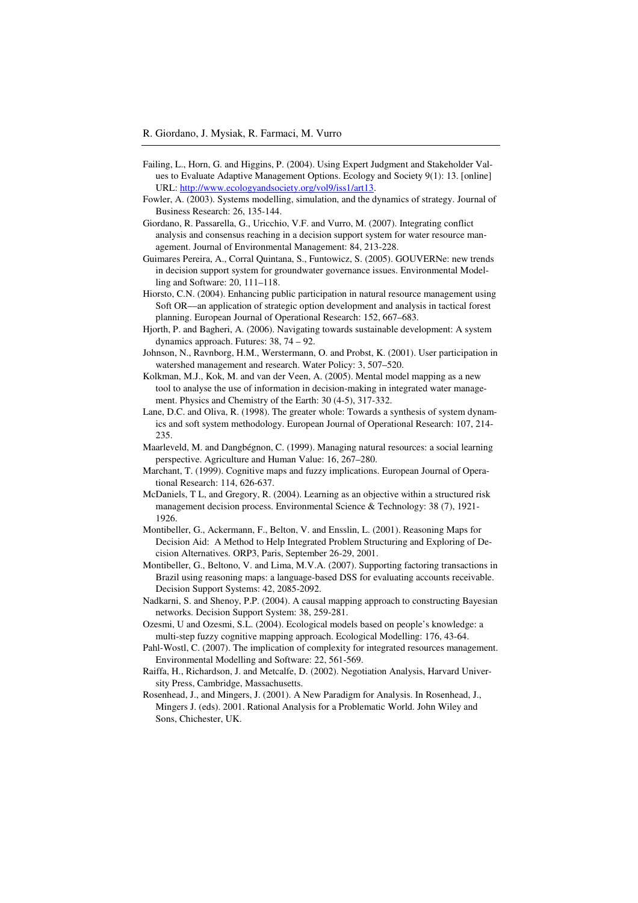Failing, L., Horn, G. and Higgins, P. (2004). Using Expert Judgment and Stakeholder Values to Evaluate Adaptive Management Options. Ecology and Society 9(1): 13. [online] URL: http://www.ecologyandsociety.org/vol9/iss1/art13.

Fowler, A. (2003). Systems modelling, simulation, and the dynamics of strategy. Journal of Business Research: 26, 135-144.

Giordano, R. Passarella, G., Uricchio, V.F. and Vurro, M. (2007). Integrating conflict analysis and consensus reaching in a decision support system for water resource management. Journal of Environmental Management: 84, 213-228.

Guimares Pereira, A., Corral Quintana, S., Funtowicz, S. (2005). GOUVERNe: new trends in decision support system for groundwater governance issues. Environmental Modelling and Software: 20, 111–118.

Hiorsto, C.N. (2004). Enhancing public participation in natural resource management using Soft OR—an application of strategic option development and analysis in tactical forest planning. European Journal of Operational Research: 152, 667–683.

Hjorth, P. and Bagheri, A. (2006). Navigating towards sustainable development: A system dynamics approach. Futures: 38, 74 – 92.

Johnson, N., Ravnborg, H.M., Werstermann, O. and Probst, K. (2001). User participation in watershed management and research. Water Policy: 3, 507–520.

Kolkman, M.J., Kok, M. and van der Veen, A. (2005). Mental model mapping as a new tool to analyse the use of information in decision-making in integrated water management. Physics and Chemistry of the Earth: 30 (4-5), 317-332.

Lane, D.C. and Oliva, R. (1998). The greater whole: Towards a synthesis of system dynamics and soft system methodology. European Journal of Operational Research: 107, 214-235.

Maarleveld, M. and Dangbégnon, C. (1999). Managing natural resources: a social learning perspective. Agriculture and Human Value: 16, 267–280.

Marchant, T. (1999). Cognitive maps and fuzzy implications. European Journal of Operational Research: 114, 626-637.

McDaniels, T L, and Gregory, R. (2004). Learning as an objective within a structured risk management decision process. Environmental Science & Technology: 38 (7), 1921-1926.

Montibeller, G., Ackermann, F., Belton, V. and Ensslin, L. (2001). Reasoning Maps for Decision Aid: A Method to Help Integrated Problem Structuring and Exploring of Decision Alternatives. ORP3, Paris, September 26-29, 2001.

Montibeller, G., Beltono, V. and Lima, M.V.A. (2007). Supporting factoring transactions in Brazil using reasoning maps: a language-based DSS for evaluating accounts receivable. Decision Support Systems: 42, 2085-2092.

Nadkarni, S. and Shenoy, P.P. (2004). A causal mapping approach to constructing Bayesian networks. Decision Support System: 38, 259-281.

Ozesmi, U and Ozesmi, S.L. (2004). Ecological models based on people's knowledge: a multi-step fuzzy cognitive mapping approach. Ecological Modelling: 176, 43-64.

Pahl-Wostl, C. (2007). The implication of complexity for integrated resources management. Environmental Modelling and Software: 22, 561-569.

Raiffa, H., Richardson, J. and Metcalfe, D. (2002). Negotiation Analysis, Harvard University Press, Cambridge, Massachusetts.

Rosenhead, J., and Mingers, J. (2001). A New Paradigm for Analysis. In Rosenhead, J., Mingers J. (eds). 2001. Rational Analysis for a Problematic World. John Wiley and Sons, Chichester, UK.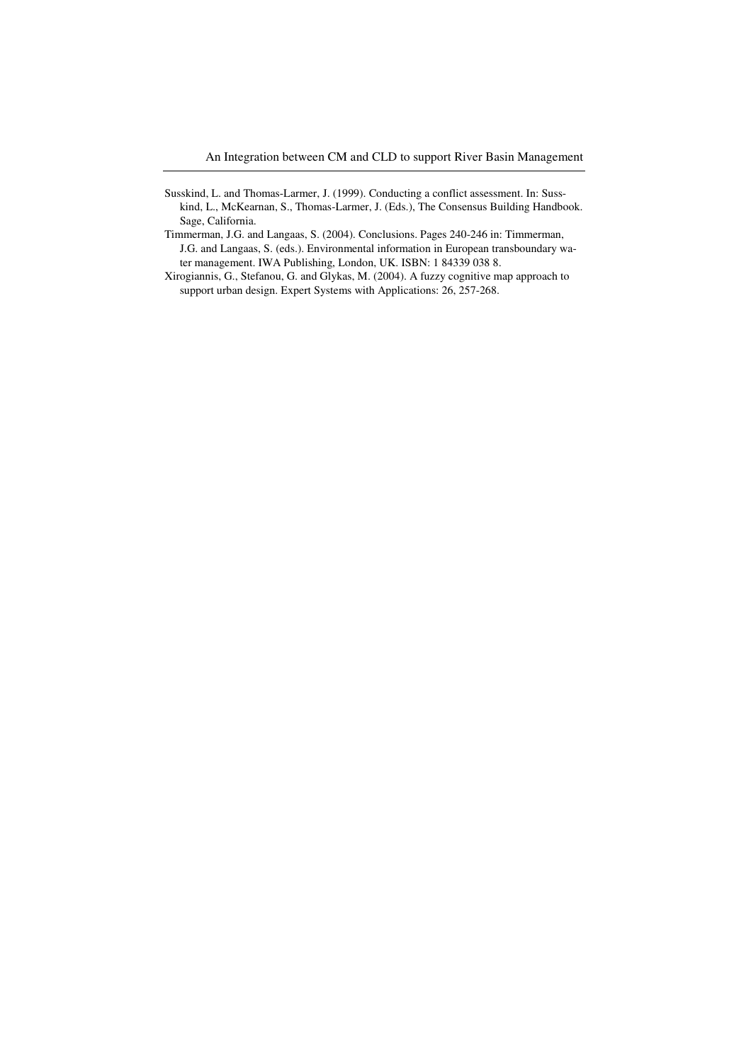Susskind, L. and Thomas-Larmer, J. (1999). Conducting a conflict assessment. In: Susskind, L., McKearnan, S., Thomas-Larmer, J. (Eds.), The Consensus Building Handbook. Sage, California.

Timmerman, J.G. and Langaas, S. (2004). Conclusions. Pages 240-246 in: Timmerman, J.G. and Langaas, S. (eds.). Environmental information in European transboundary water management. IWA Publishing, London, UK. ISBN: 1 84339 038 8.

Xirogiannis, G., Stefanou, G. and Glykas, M. (2004). A fuzzy cognitive map approach to support urban design. Expert Systems with Applications: 26, 257-268.